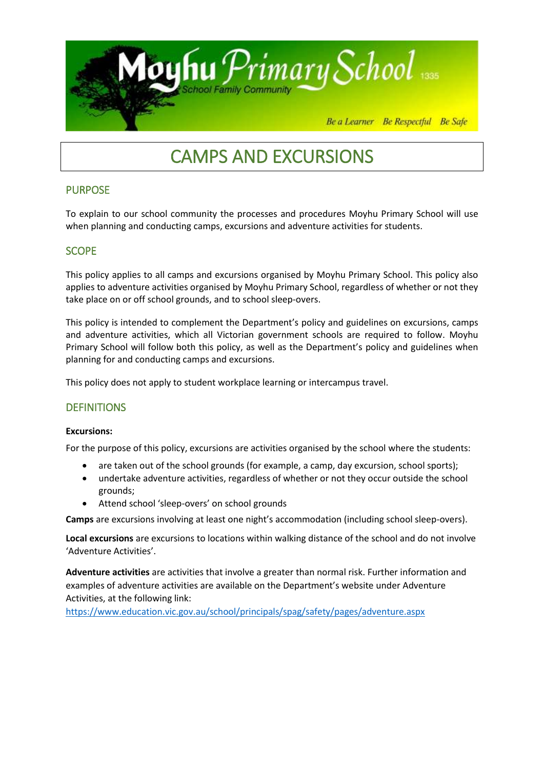# Moyhu Primary School

School Family Community

*Be a Learner Be Respectful Be Safe*

# CAMPS AND EXCURSIONS

## PURPOSE

To explain to our school community the processes and procedures Moyhu Primary School will use when planning and conducting camps, excursions and adventure activities for students.

## SCOPE

This policy applies to all camps and excursions organised by Moyhu Primary School. This policy also applies to adventure activities organised by Moyhu Primary School, regardless of whether or not they take place on or off school grounds, and to school sleep-overs.

This policy is intended to complement the Department's policy and guidelines on excursions, camps and adventure activities, which all Victorian government schools are required to follow. Moyhu Primary School will follow both this policy, as well as the Department's policy and guidelines when planning for and conducting camps and excursions.

This policy does not apply to student workplace learning or intercampus travel.

## DEFINITIONS

**Excursions:**

For the purpose of this policy, excursions are activities organised by the school where the students:

- are taken out of the school grounds (for example, a camp, day excursion, school sports);
- undertake adventure activities, regardless of whether or not they occur outside the school grounds;
- Attend school 'sleep-overs' on school grounds

**Camps** are excursions involving at least one night's accommodation (including school sleep-overs).

**Local excursions** are excursions to locations within walking distance of the school and do not involve 'Adventure Activities'.

**Adventure activities** are activities that involve a greater than normal risk. Further information and examples of adventure activities are available on the Department's website under Adventure Activities, at the following link:
https://www.education.vic.gov.au/school/principals/spag/safety/pages/adventure.aspx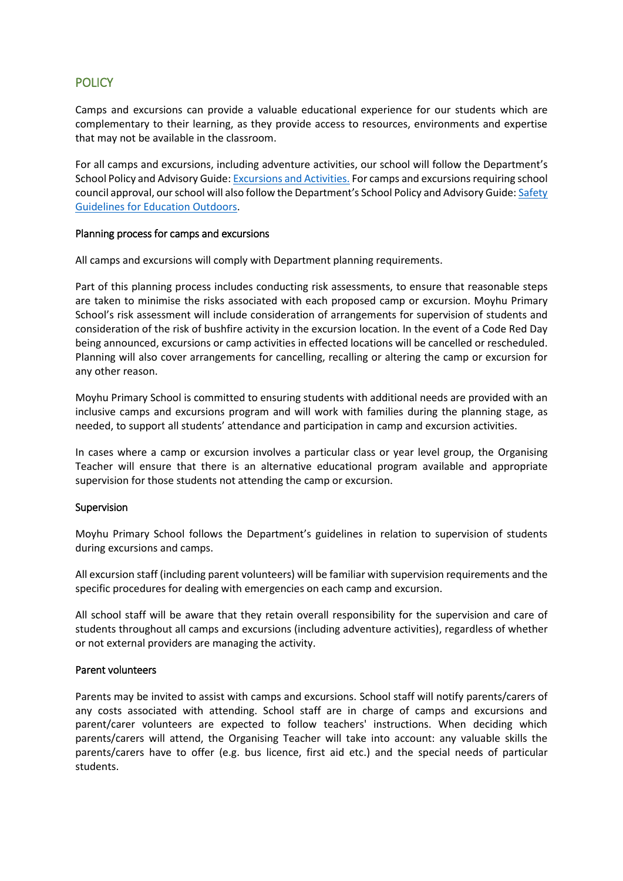## POLICY

Camps and excursions can provide a valuable educational experience for our students which are complementary to their learning, as they provide access to resources, environments and expertise that may not be available in the classroom.

For all camps and excursions, including adventure activities, our school will follow the Department's School Policy and Advisory Guide: [Excursions and Activities.](#) For camps and excursions requiring school council approval, our school will also follow the Department's School Policy and Advisory Guide: [Safety Guidelines for Education Outdoors](#).

### Planning process for camps and excursions

All camps and excursions will comply with Department planning requirements.

Part of this planning process includes conducting risk assessments, to ensure that reasonable steps are taken to minimise the risks associated with each proposed camp or excursion. Moyhu Primary School's risk assessment will include consideration of arrangements for supervision of students and consideration of the risk of bushfire activity in the excursion location. In the event of a Code Red Day being announced, excursions or camp activities in effected locations will be cancelled or rescheduled. Planning will also cover arrangements for cancelling, recalling or altering the camp or excursion for any other reason.

Moyhu Primary School is committed to ensuring students with additional needs are provided with an inclusive camps and excursions program and will work with families during the planning stage, as needed, to support all students' attendance and participation in camp and excursion activities.

In cases where a camp or excursion involves a particular class or year level group, the Organising Teacher will ensure that there is an alternative educational program available and appropriate supervision for those students not attending the camp or excursion.

### Supervision

Moyhu Primary School follows the Department's guidelines in relation to supervision of students during excursions and camps.

All excursion staff (including parent volunteers) will be familiar with supervision requirements and the specific procedures for dealing with emergencies on each camp and excursion.

All school staff will be aware that they retain overall responsibility for the supervision and care of students throughout all camps and excursions (including adventure activities), regardless of whether or not external providers are managing the activity.

### Parent volunteers

Parents may be invited to assist with camps and excursions. School staff will notify parents/carers of any costs associated with attending. School staff are in charge of camps and excursions and parent/carer volunteers are expected to follow teachers' instructions. When deciding which parents/carers will attend, the Organising Teacher will take into account: any valuable skills the parents/carers have to offer (e.g. bus licence, first aid etc.) and the special needs of particular students.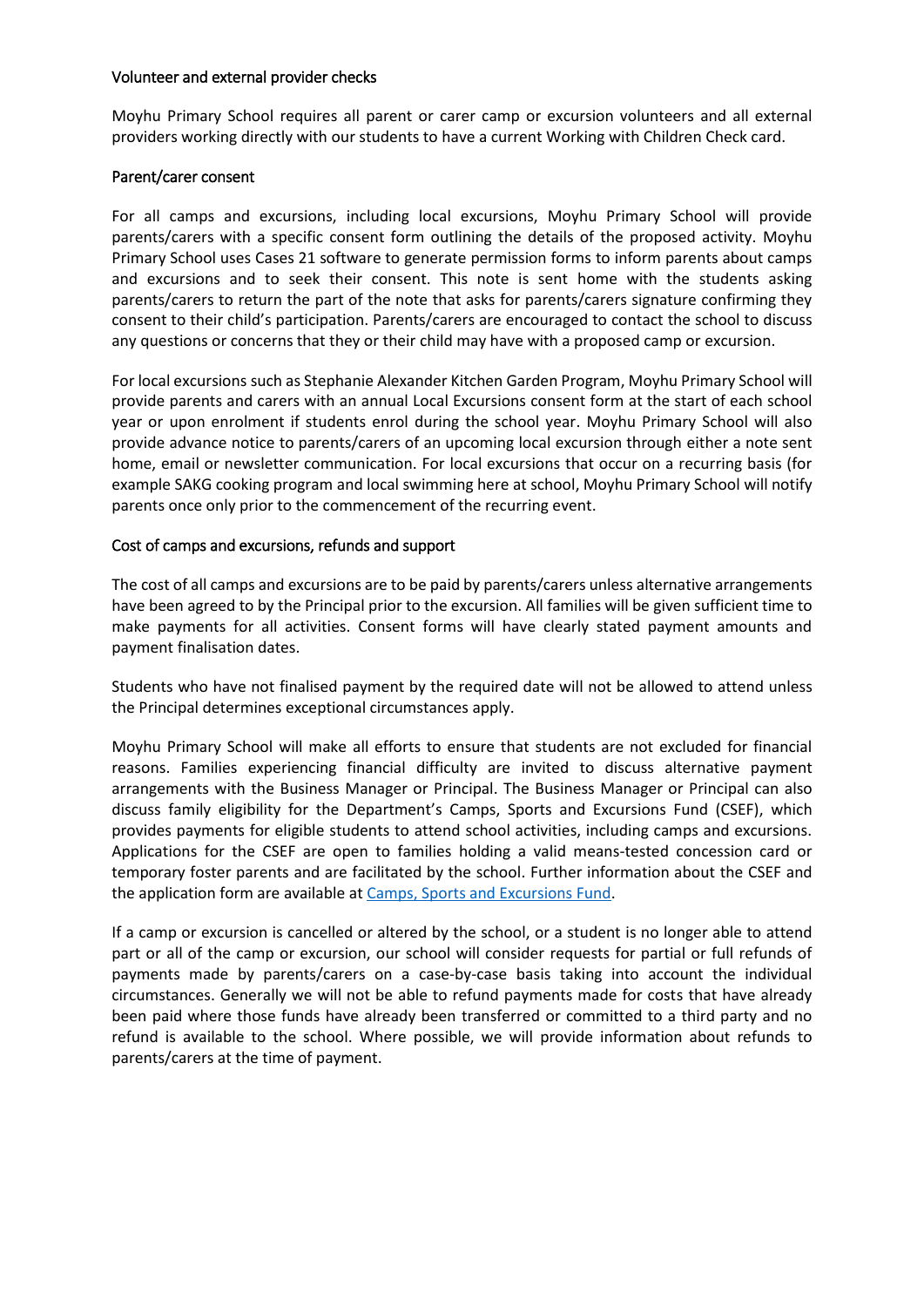## Volunteer and external provider checks

Moyhu Primary School requires all parent or carer camp or excursion volunteers and all external providers working directly with our students to have a current Working with Children Check card.

## Parent/carer consent

For all camps and excursions, including local excursions, Moyhu Primary School will provide parents/carers with a specific consent form outlining the details of the proposed activity. Moyhu Primary School uses Cases 21 software to generate permission forms to inform parents about camps and excursions and to seek their consent. This note is sent home with the students asking parents/carers to return the part of the note that asks for parents/carers signature confirming they consent to their child's participation. Parents/carers are encouraged to contact the school to discuss any questions or concerns that they or their child may have with a proposed camp or excursion.

For local excursions such as Stephanie Alexander Kitchen Garden Program, Moyhu Primary School will provide parents and carers with an annual Local Excursions consent form at the start of each school year or upon enrolment if students enrol during the school year. Moyhu Primary School will also provide advance notice to parents/carers of an upcoming local excursion through either a note sent home, email or newsletter communication. For local excursions that occur on a recurring basis (for example SAKG cooking program and local swimming here at school, Moyhu Primary School will notify parents once only prior to the commencement of the recurring event.

## Cost of camps and excursions, refunds and support

The cost of all camps and excursions are to be paid by parents/carers unless alternative arrangements have been agreed to by the Principal prior to the excursion. All families will be given sufficient time to make payments for all activities. Consent forms will have clearly stated payment amounts and payment finalisation dates.

Students who have not finalised payment by the required date will not be allowed to attend unless the Principal determines exceptional circumstances apply.

Moyhu Primary School will make all efforts to ensure that students are not excluded for financial reasons. Families experiencing financial difficulty are invited to discuss alternative payment arrangements with the Business Manager or Principal. The Business Manager or Principal can also discuss family eligibility for the Department's Camps, Sports and Excursions Fund (CSEF), which provides payments for eligible students to attend school activities, including camps and excursions. Applications for the CSEF are open to families holding a valid means-tested concession card or temporary foster parents and are facilitated by the school. Further information about the CSEF and the application form are available at Camps, Sports and Excursions Fund.

If a camp or excursion is cancelled or altered by the school, or a student is no longer able to attend part or all of the camp or excursion, our school will consider requests for partial or full refunds of payments made by parents/carers on a case-by-case basis taking into account the individual circumstances. Generally we will not be able to refund payments made for costs that have already been paid where those funds have already been transferred or committed to a third party and no refund is available to the school. Where possible, we will provide information about refunds to parents/carers at the time of payment.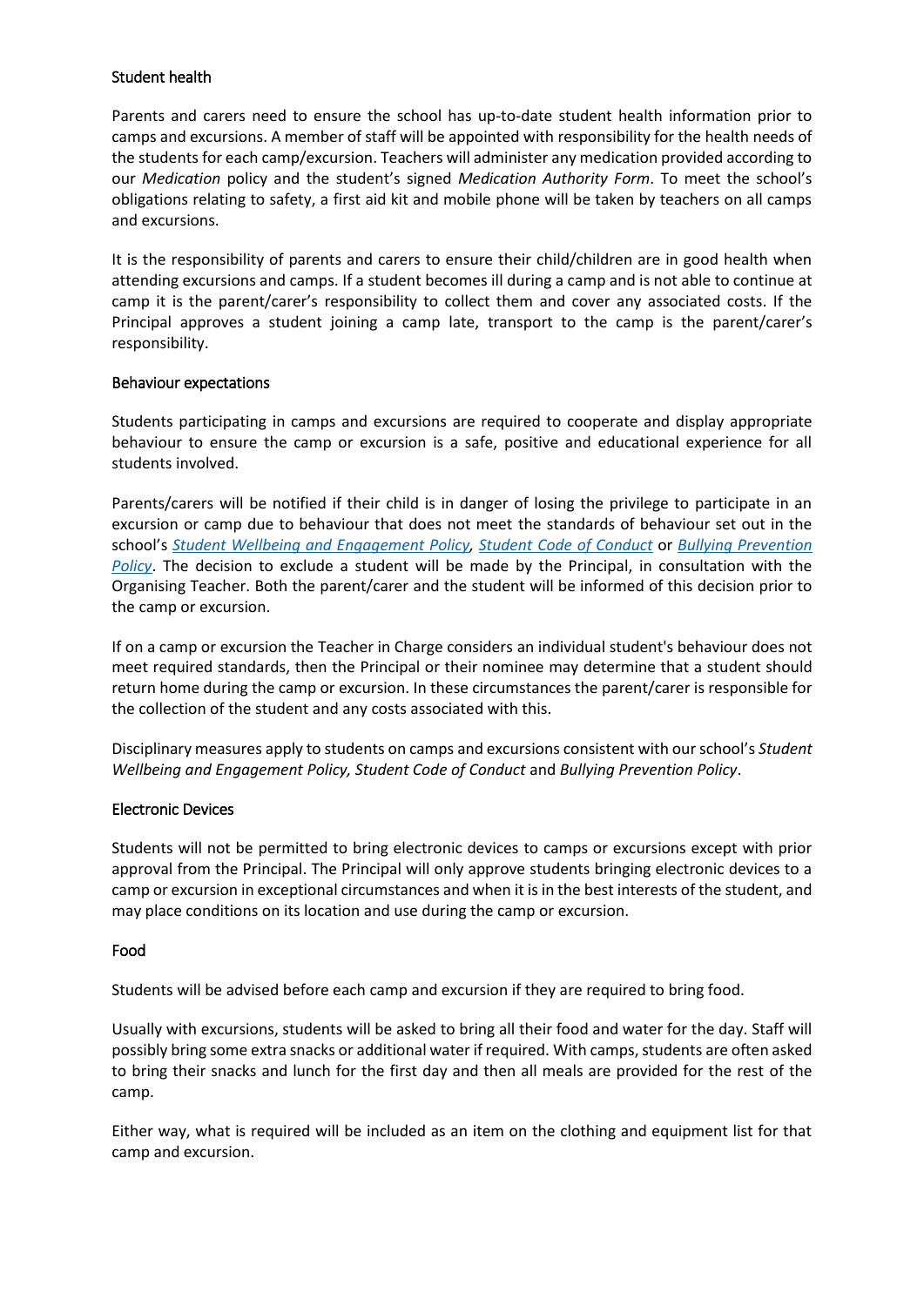### Student health

Parents and carers need to ensure the school has up-to-date student health information prior to camps and excursions. A member of staff will be appointed with responsibility for the health needs of the students for each camp/excursion. Teachers will administer any medication provided according to our *Medication* policy and the student's signed *Medication Authority Form*. To meet the school's obligations relating to safety, a first aid kit and mobile phone will be taken by teachers on all camps and excursions.

It is the responsibility of parents and carers to ensure their child/children are in good health when attending excursions and camps. If a student becomes ill during a camp and is not able to continue at camp it is the parent/carer's responsibility to collect them and cover any associated costs. If the Principal approves a student joining a camp late, transport to the camp is the parent/carer's responsibility.

### Behaviour expectations

Students participating in camps and excursions are required to cooperate and display appropriate behaviour to ensure the camp or excursion is a safe, positive and educational experience for all students involved.

Parents/carers will be notified if their child is in danger of losing the privilege to participate in an excursion or camp due to behaviour that does not meet the standards of behaviour set out in the school's *Student Wellbeing and Engagement Policy*, *Student Code of Conduct* or *Bullying Prevention Policy*. The decision to exclude a student will be made by the Principal, in consultation with the Organising Teacher. Both the parent/carer and the student will be informed of this decision prior to the camp or excursion.

If on a camp or excursion the Teacher in Charge considers an individual student's behaviour does not meet required standards, then the Principal or their nominee may determine that a student should return home during the camp or excursion. In these circumstances the parent/carer is responsible for the collection of the student and any costs associated with this.

Disciplinary measures apply to students on camps and excursions consistent with our school's *Student Wellbeing and Engagement Policy, Student Code of Conduct* and *Bullying Prevention Policy*.

### Electronic Devices

Students will not be permitted to bring electronic devices to camps or excursions except with prior approval from the Principal. The Principal will only approve students bringing electronic devices to a camp or excursion in exceptional circumstances and when it is in the best interests of the student, and may place conditions on its location and use during the camp or excursion.

### Food

Students will be advised before each camp and excursion if they are required to bring food.

Usually with excursions, students will be asked to bring all their food and water for the day. Staff will possibly bring some extra snacks or additional water if required. With camps, students are often asked to bring their snacks and lunch for the first day and then all meals are provided for the rest of the camp.

Either way, what is required will be included as an item on the clothing and equipment list for that camp and excursion.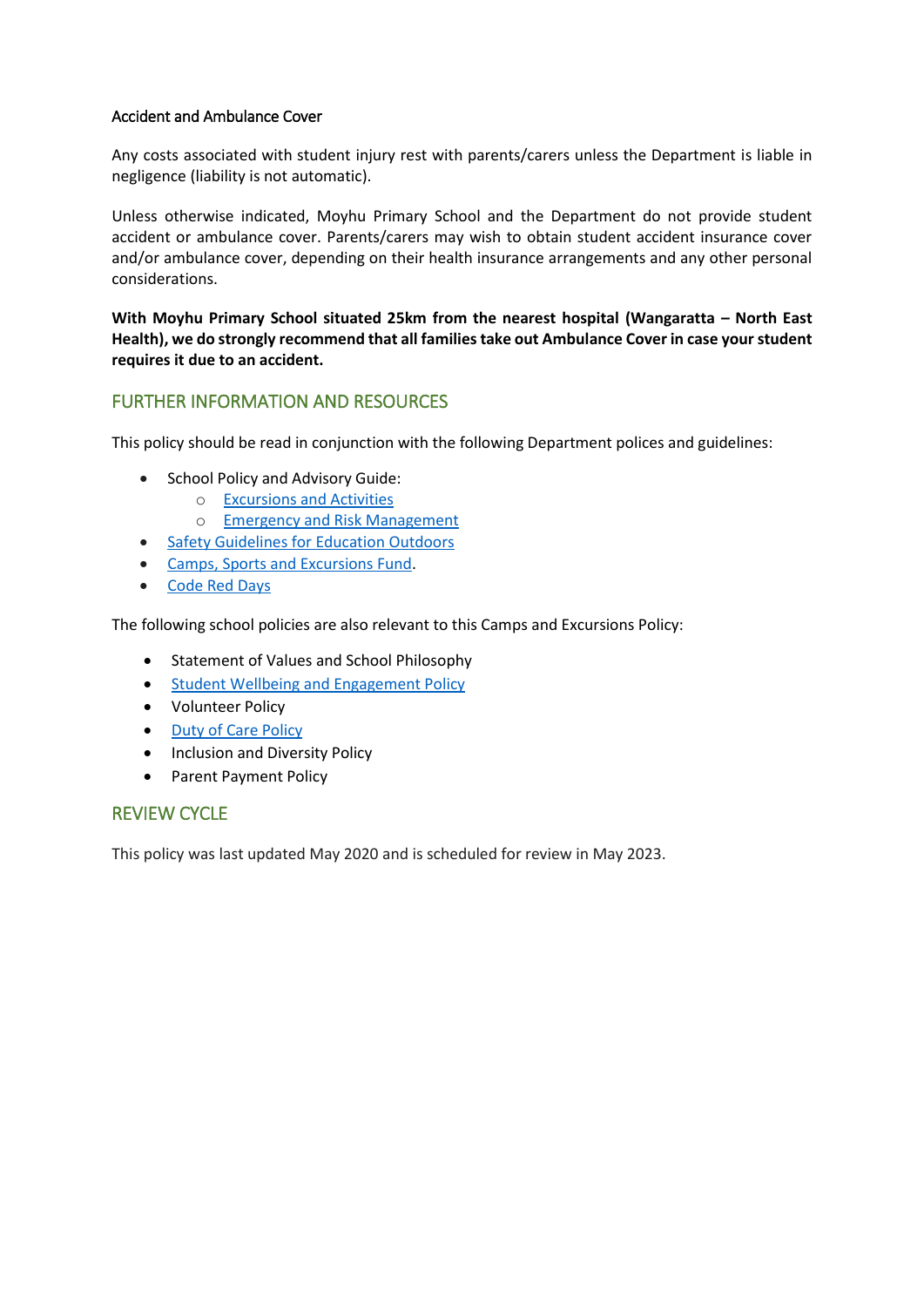### Accident and Ambulance Cover

Any costs associated with student injury rest with parents/carers unless the Department is liable in negligence (liability is not automatic).

Unless otherwise indicated, Moyhu Primary School and the Department do not provide student accident or ambulance cover. Parents/carers may wish to obtain student accident insurance cover and/or ambulance cover, depending on their health insurance arrangements and any other personal considerations.

**With Moyhu Primary School situated 25km from the nearest hospital (Wangaratta – North East Health), we do strongly recommend that all families take out Ambulance Cover in case your student requires it due to an accident.**

## FURTHER INFORMATION AND RESOURCES

This policy should be read in conjunction with the following Department polices and guidelines:

- School Policy and Advisory Guide:
  - Excursions and Activities
  - Emergency and Risk Management
- Safety Guidelines for Education Outdoors
- Camps, Sports and Excursions Fund.
- Code Red Days

The following school policies are also relevant to this Camps and Excursions Policy:

- Statement of Values and School Philosophy
- Student Wellbeing and Engagement Policy
- Volunteer Policy
- Duty of Care Policy
- Inclusion and Diversity Policy
- Parent Payment Policy

## REVIEW CYCLE

This policy was last updated May 2020 and is scheduled for review in May 2023.